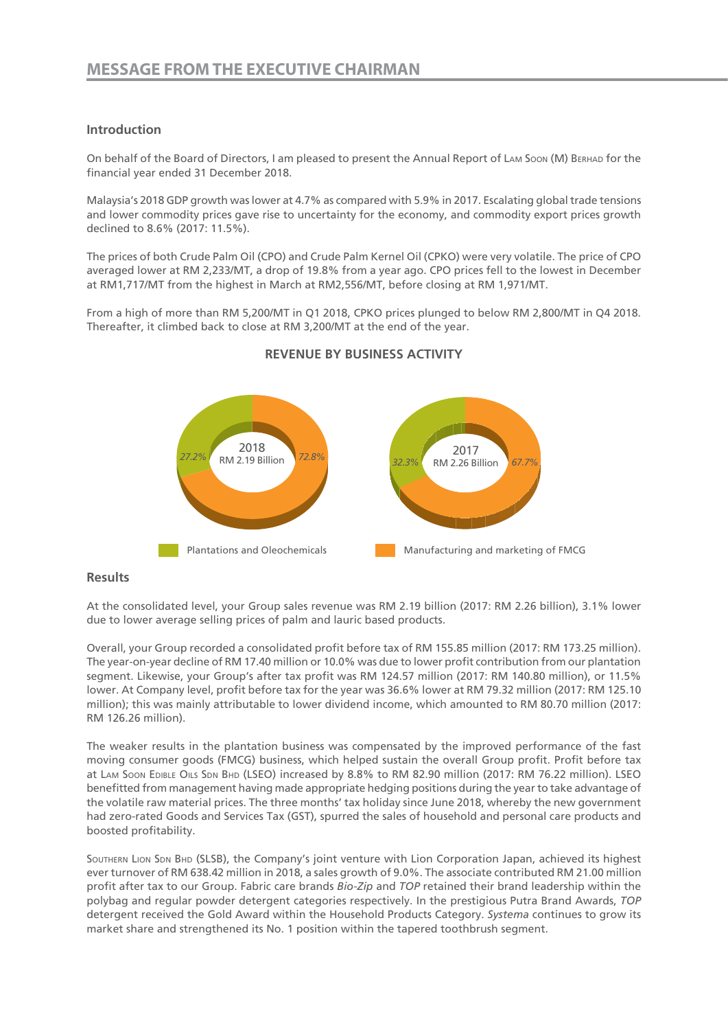# MESSAGE FROM THE EXECUTIVE CHAIRMAN

## Introduction

On behalf of the Board of Directors, I am pleased to present the Annual Report of Lam Soon (M) Berhad for the financial year ended 31 December 2018.

Malaysia's 2018 GDP growth was lower at 4.7% as compared with 5.9% in 2017. Escalating global trade tensions and lower commodity prices gave rise to uncertainty for the economy, and commodity export prices growth declined to 8.6% (2017: 11.5%).

The prices of both Crude Palm Oil (CPO) and Crude Palm Kernel Oil (CPKO) were very volatile. The price of CPO averaged lower at RM 2,233/MT, a drop of 19.8% from a year ago. CPO prices fell to the lowest in December at RM1,717/MT from the highest in March at RM2,556/MT, before closing at RM 1,971/MT.

From a high of more than RM 5,200/MT in Q1 2018, CPKO prices plunged to below RM 2,800/MT in Q4 2018. Thereafter, it climbed back to close at RM 3,200/MT at the end of the year.

**REVENUE BY BUSINESS ACTIVITY**

| | 2018 (RM 2.19 Billion) | 2017 (RM 2.26 Billion) |
|---|---|---|
| Plantations and Oleochemicals | 27.2% | 32.3% |
| Manufacturing and marketing of FMCG | 72.8% | 67.7% |

## Results

At the consolidated level, your Group sales revenue was RM 2.19 billion (2017: RM 2.26 billion), 3.1% lower due to lower average selling prices of palm and lauric based products.

Overall, your Group recorded a consolidated profit before tax of RM 155.85 million (2017: RM 173.25 million). The year-on-year decline of RM 17.40 million or 10.0% was due to lower profit contribution from our plantation segment. Likewise, your Group's after tax profit was RM 124.57 million (2017: RM 140.80 million), or 11.5% lower. At Company level, profit before tax for the year was 36.6% lower at RM 79.32 million (2017: RM 125.10 million); this was mainly attributable to lower dividend income, which amounted to RM 80.70 million (2017: RM 126.26 million).

The weaker results in the plantation business was compensated by the improved performance of the fast moving consumer goods (FMCG) business, which helped sustain the overall Group profit. Profit before tax at Lam Soon Edible Oils Sdn Bhd (LSEO) increased by 8.8% to RM 82.90 million (2017: RM 76.22 million). LSEO benefitted from management having made appropriate hedging positions during the year to take advantage of the volatile raw material prices. The three months' tax holiday since June 2018, whereby the new government had zero-rated Goods and Services Tax (GST), spurred the sales of household and personal care products and boosted profitability.

Southern Lion Sdn Bhd (SLSB), the Company's joint venture with Lion Corporation Japan, achieved its highest ever turnover of RM 638.42 million in 2018, a sales growth of 9.0%. The associate contributed RM 21.00 million profit after tax to our Group. Fabric care brands *Bio-Zip* and *TOP* retained their brand leadership within the polybag and regular powder detergent categories respectively. In the prestigious Putra Brand Awards, *TOP* detergent received the Gold Award within the Household Products Category. *Systema* continues to grow its market share and strengthened its No. 1 position within the tapered toothbrush segment.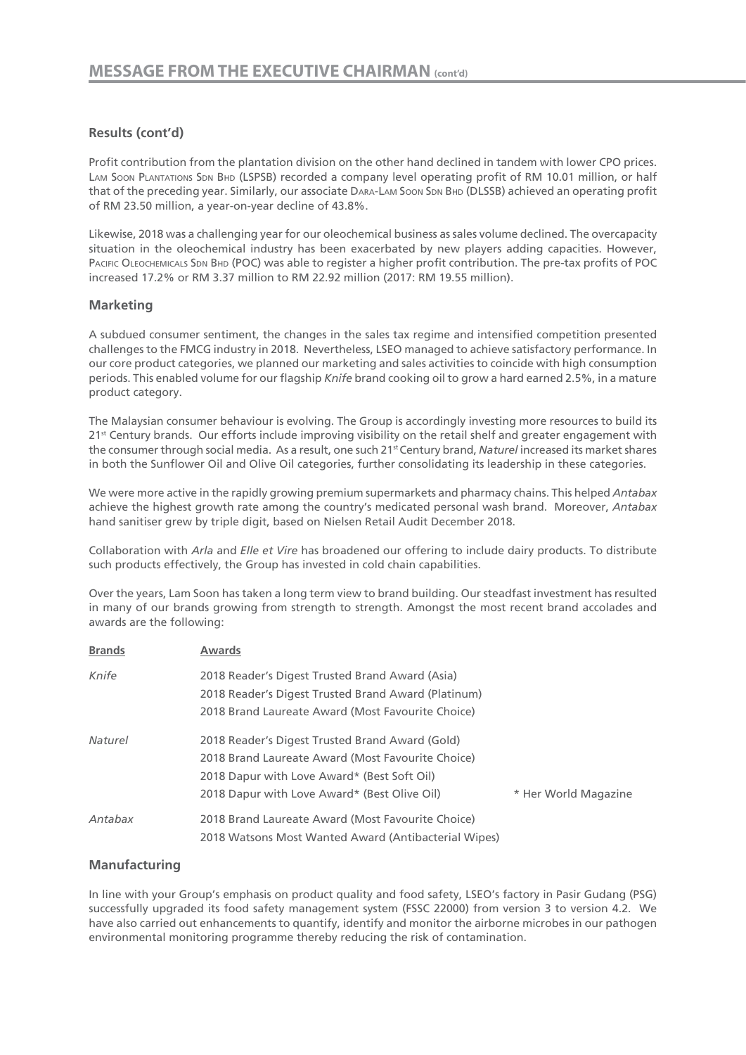# MESSAGE FROM THE EXECUTIVE CHAIRMAN (cont'd)

### Results (cont'd)

Profit contribution from the plantation division on the other hand declined in tandem with lower CPO prices. Lam Soon Plantations Sdn Bhd (LSPSB) recorded a company level operating profit of RM 10.01 million, or half that of the preceding year. Similarly, our associate Dara-Lam Soon Sdn Bhd (DLSSB) achieved an operating profit of RM 23.50 million, a year-on-year decline of 43.8%.

Likewise, 2018 was a challenging year for our oleochemical business as sales volume declined. The overcapacity situation in the oleochemical industry has been exacerbated by new players adding capacities. However, Pacific Oleochemicals Sdn Bhd (POC) was able to register a higher profit contribution. The pre-tax profits of POC increased 17.2% or RM 3.37 million to RM 22.92 million (2017: RM 19.55 million).

### Marketing

A subdued consumer sentiment, the changes in the sales tax regime and intensified competition presented challenges to the FMCG industry in 2018. Nevertheless, LSEO managed to achieve satisfactory performance. In our core product categories, we planned our marketing and sales activities to coincide with high consumption periods. This enabled volume for our flagship *Knife* brand cooking oil to grow a hard earned 2.5%, in a mature product category.

The Malaysian consumer behaviour is evolving. The Group is accordingly investing more resources to build its 21st Century brands. Our efforts include improving visibility on the retail shelf and greater engagement with the consumer through social media. As a result, one such 21st Century brand, *Naturel* increased its market shares in both the Sunflower Oil and Olive Oil categories, further consolidating its leadership in these categories.

We were more active in the rapidly growing premium supermarkets and pharmacy chains. This helped *Antabax* achieve the highest growth rate among the country's medicated personal wash brand. Moreover, *Antabax* hand sanitiser grew by triple digit, based on Nielsen Retail Audit December 2018.

Collaboration with *Arla* and *Elle et Vire* has broadened our offering to include dairy products. To distribute such products effectively, the Group has invested in cold chain capabilities.

Over the years, Lam Soon has taken a long term view to brand building. Our steadfast investment has resulted in many of our brands growing from strength to strength. Amongst the most recent brand accolades and awards are the following:

| Brands | Awards |
|---|---|
| *Knife* | 2018 Reader's Digest Trusted Brand Award (Asia) |
| | 2018 Reader's Digest Trusted Brand Award (Platinum) |
| | 2018 Brand Laureate Award (Most Favourite Choice) |
| *Naturel* | 2018 Reader's Digest Trusted Brand Award (Gold) |
| | 2018 Brand Laureate Award (Most Favourite Choice) |
| | 2018 Dapur with Love Award* (Best Soft Oil) |
| | 2018 Dapur with Love Award* (Best Olive Oil) |
| *Antabax* | 2018 Brand Laureate Award (Most Favourite Choice) |
| | 2018 Watsons Most Wanted Award (Antibacterial Wipes) |

\* Her World Magazine

### Manufacturing

In line with your Group's emphasis on product quality and food safety, LSEO's factory in Pasir Gudang (PSG) successfully upgraded its food safety management system (FSSC 22000) from version 3 to version 4.2. We have also carried out enhancements to quantify, identify and monitor the airborne microbes in our pathogen environmental monitoring programme thereby reducing the risk of contamination.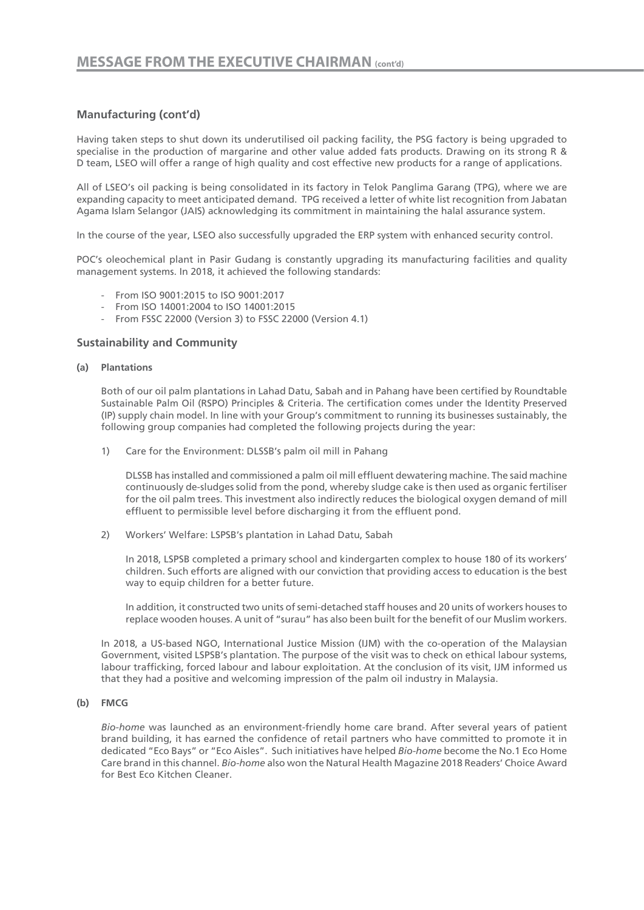# MESSAGE FROM THE EXECUTIVE CHAIRMAN (cont'd)

## Manufacturing (cont'd)

Having taken steps to shut down its underutilised oil packing facility, the PSG factory is being upgraded to specialise in the production of margarine and other value added fats products. Drawing on its strong R & D team, LSEO will offer a range of high quality and cost effective new products for a range of applications.

All of LSEO's oil packing is being consolidated in its factory in Telok Panglima Garang (TPG), where we are expanding capacity to meet anticipated demand. TPG received a letter of white list recognition from Jabatan Agama Islam Selangor (JAIS) acknowledging its commitment in maintaining the halal assurance system.

In the course of the year, LSEO also successfully upgraded the ERP system with enhanced security control.

POC's oleochemical plant in Pasir Gudang is constantly upgrading its manufacturing facilities and quality management systems. In 2018, it achieved the following standards:

- From ISO 9001:2015 to ISO 9001:2017
- From ISO 14001:2004 to ISO 14001:2015
- From FSSC 22000 (Version 3) to FSSC 22000 (Version 4.1)

## Sustainability and Community

**(a) Plantations**

Both of our oil palm plantations in Lahad Datu, Sabah and in Pahang have been certified by Roundtable Sustainable Palm Oil (RSPO) Principles & Criteria. The certification comes under the Identity Preserved (IP) supply chain model. In line with your Group's commitment to running its businesses sustainably, the following group companies had completed the following projects during the year:

1) Care for the Environment: DLSSB's palm oil mill in Pahang

   DLSSB has installed and commissioned a palm oil mill effluent dewatering machine. The said machine continuously de-sludges solid from the pond, whereby sludge cake is then used as organic fertiliser for the oil palm trees. This investment also indirectly reduces the biological oxygen demand of mill effluent to permissible level before discharging it from the effluent pond.

2) Workers' Welfare: LSPSB's plantation in Lahad Datu, Sabah

   In 2018, LSPSB completed a primary school and kindergarten complex to house 180 of its workers' children. Such efforts are aligned with our conviction that providing access to education is the best way to equip children for a better future.

   In addition, it constructed two units of semi-detached staff houses and 20 units of workers houses to replace wooden houses. A unit of "surau" has also been built for the benefit of our Muslim workers.

In 2018, a US-based NGO, International Justice Mission (IJM) with the co-operation of the Malaysian Government, visited LSPSB's plantation. The purpose of the visit was to check on ethical labour systems, labour trafficking, forced labour and labour exploitation. At the conclusion of its visit, IJM informed us that they had a positive and welcoming impression of the palm oil industry in Malaysia.

**(b) FMCG**

*Bio-home* was launched as an environment-friendly home care brand. After several years of patient brand building, it has earned the confidence of retail partners who have committed to promote it in dedicated "Eco Bays" or "Eco Aisles". Such initiatives have helped *Bio-home* become the No.1 Eco Home Care brand in this channel. *Bio-home* also won the Natural Health Magazine 2018 Readers' Choice Award for Best Eco Kitchen Cleaner.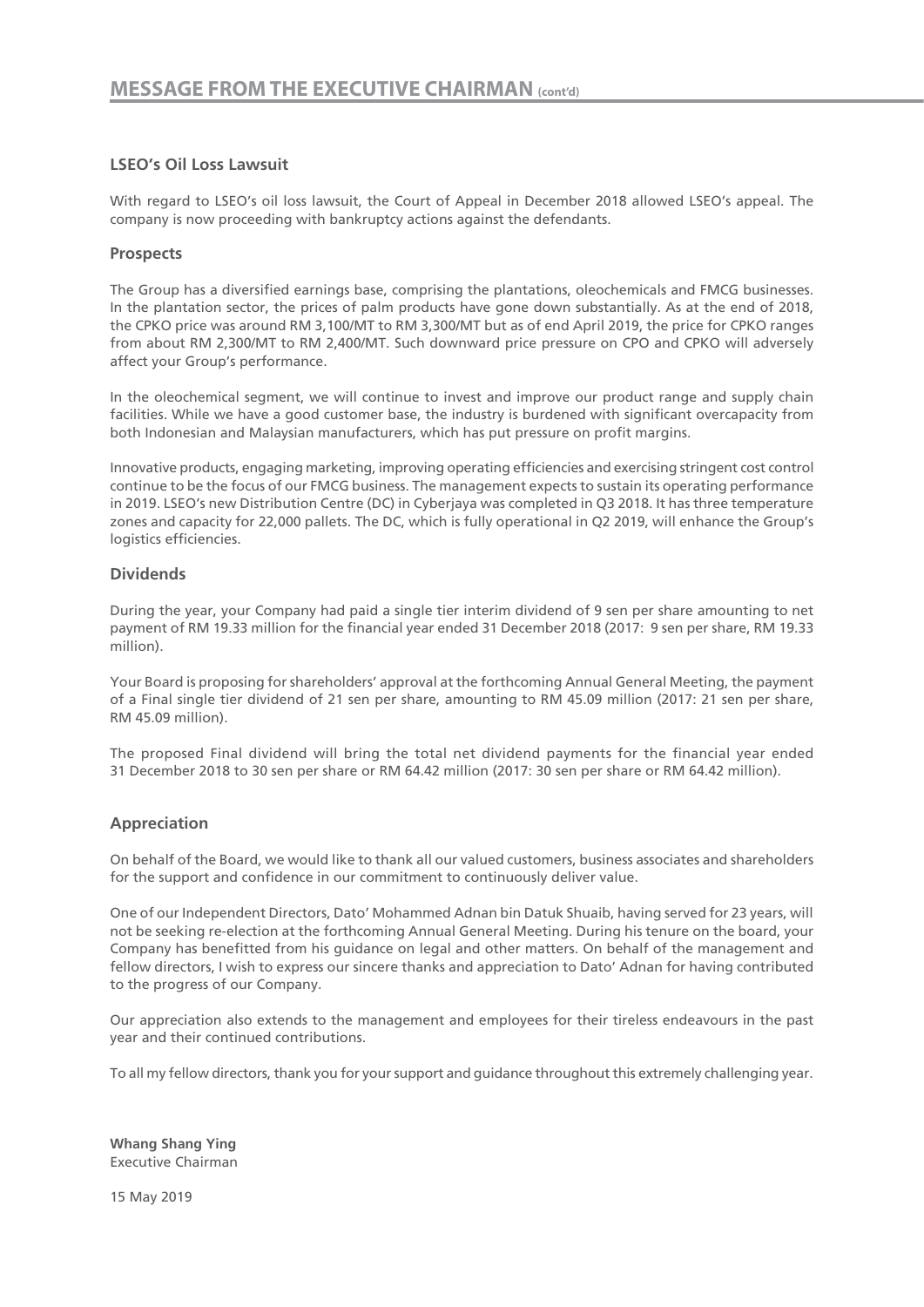# MESSAGE FROM THE EXECUTIVE CHAIRMAN (cont'd)

### LSEO's Oil Loss Lawsuit

With regard to LSEO's oil loss lawsuit, the Court of Appeal in December 2018 allowed LSEO's appeal. The company is now proceeding with bankruptcy actions against the defendants.

### Prospects

The Group has a diversified earnings base, comprising the plantations, oleochemicals and FMCG businesses. In the plantation sector, the prices of palm products have gone down substantially. As at the end of 2018, the CPKO price was around RM 3,100/MT to RM 3,300/MT but as of end April 2019, the price for CPKO ranges from about RM 2,300/MT to RM 2,400/MT. Such downward price pressure on CPO and CPKO will adversely affect your Group's performance.

In the oleochemical segment, we will continue to invest and improve our product range and supply chain facilities. While we have a good customer base, the industry is burdened with significant overcapacity from both Indonesian and Malaysian manufacturers, which has put pressure on profit margins.

Innovative products, engaging marketing, improving operating efficiencies and exercising stringent cost control continue to be the focus of our FMCG business. The management expects to sustain its operating performance in 2019. LSEO's new Distribution Centre (DC) in Cyberjaya was completed in Q3 2018. It has three temperature zones and capacity for 22,000 pallets. The DC, which is fully operational in Q2 2019, will enhance the Group's logistics efficiencies.

### Dividends

During the year, your Company had paid a single tier interim dividend of 9 sen per share amounting to net payment of RM 19.33 million for the financial year ended 31 December 2018 (2017: 9 sen per share, RM 19.33 million).

Your Board is proposing for shareholders' approval at the forthcoming Annual General Meeting, the payment of a Final single tier dividend of 21 sen per share, amounting to RM 45.09 million (2017: 21 sen per share, RM 45.09 million).

The proposed Final dividend will bring the total net dividend payments for the financial year ended 31 December 2018 to 30 sen per share or RM 64.42 million (2017: 30 sen per share or RM 64.42 million).

### Appreciation

On behalf of the Board, we would like to thank all our valued customers, business associates and shareholders for the support and confidence in our commitment to continuously deliver value.

One of our Independent Directors, Dato' Mohammed Adnan bin Datuk Shuaib, having served for 23 years, will not be seeking re-election at the forthcoming Annual General Meeting. During his tenure on the board, your Company has benefitted from his guidance on legal and other matters. On behalf of the management and fellow directors, I wish to express our sincere thanks and appreciation to Dato' Adnan for having contributed to the progress of our Company.

Our appreciation also extends to the management and employees for their tireless endeavours in the past year and their continued contributions.

To all my fellow directors, thank you for your support and guidance throughout this extremely challenging year.

**Whang Shang Ying**
Executive Chairman

15 May 2019